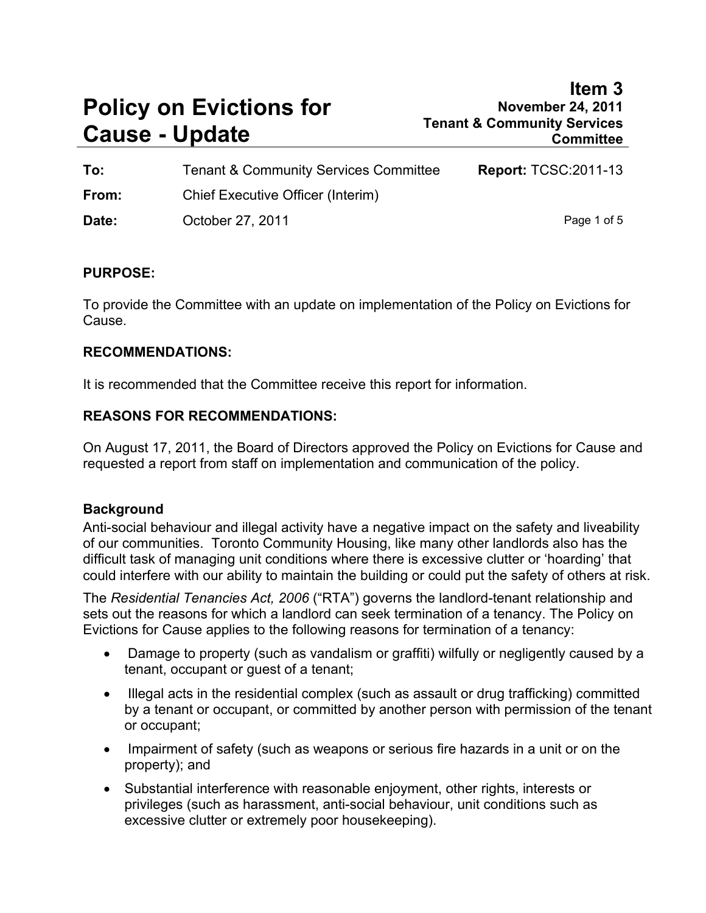# Policy on Evictions for Cause - Update

**Item 3**
**November 24, 2011**
**Tenant & Community Services Committee**

| | | |
|---|---|---|
| **To:** | Tenant & Community Services Committee | **Report:** TCSC:2011-13 |
| **From:** | Chief Executive Officer (Interim) | |
| **Date:** | October 27, 2011 | |

**PURPOSE:**

To provide the Committee with an update on implementation of the Policy on Evictions for Cause.

**RECOMMENDATIONS:**

It is recommended that the Committee receive this report for information.

**REASONS FOR RECOMMENDATIONS:**

On August 17, 2011, the Board of Directors approved the Policy on Evictions for Cause and requested a report from staff on implementation and communication of the policy.

**Background**

Anti-social behaviour and illegal activity have a negative impact on the safety and liveability of our communities. Toronto Community Housing, like many other landlords also has the difficult task of managing unit conditions where there is excessive clutter or 'hoarding' that could interfere with our ability to maintain the building or could put the safety of others at risk.

The *Residential Tenancies Act, 2006* ("RTA") governs the landlord-tenant relationship and sets out the reasons for which a landlord can seek termination of a tenancy. The Policy on Evictions for Cause applies to the following reasons for termination of a tenancy:

- Damage to property (such as vandalism or graffiti) wilfully or negligently caused by a tenant, occupant or guest of a tenant;
- Illegal acts in the residential complex (such as assault or drug trafficking) committed by a tenant or occupant, or committed by another person with permission of the tenant or occupant;
- Impairment of safety (such as weapons or serious fire hazards in a unit or on the property); and
- Substantial interference with reasonable enjoyment, other rights, interests or privileges (such as harassment, anti-social behaviour, unit conditions such as excessive clutter or extremely poor housekeeping).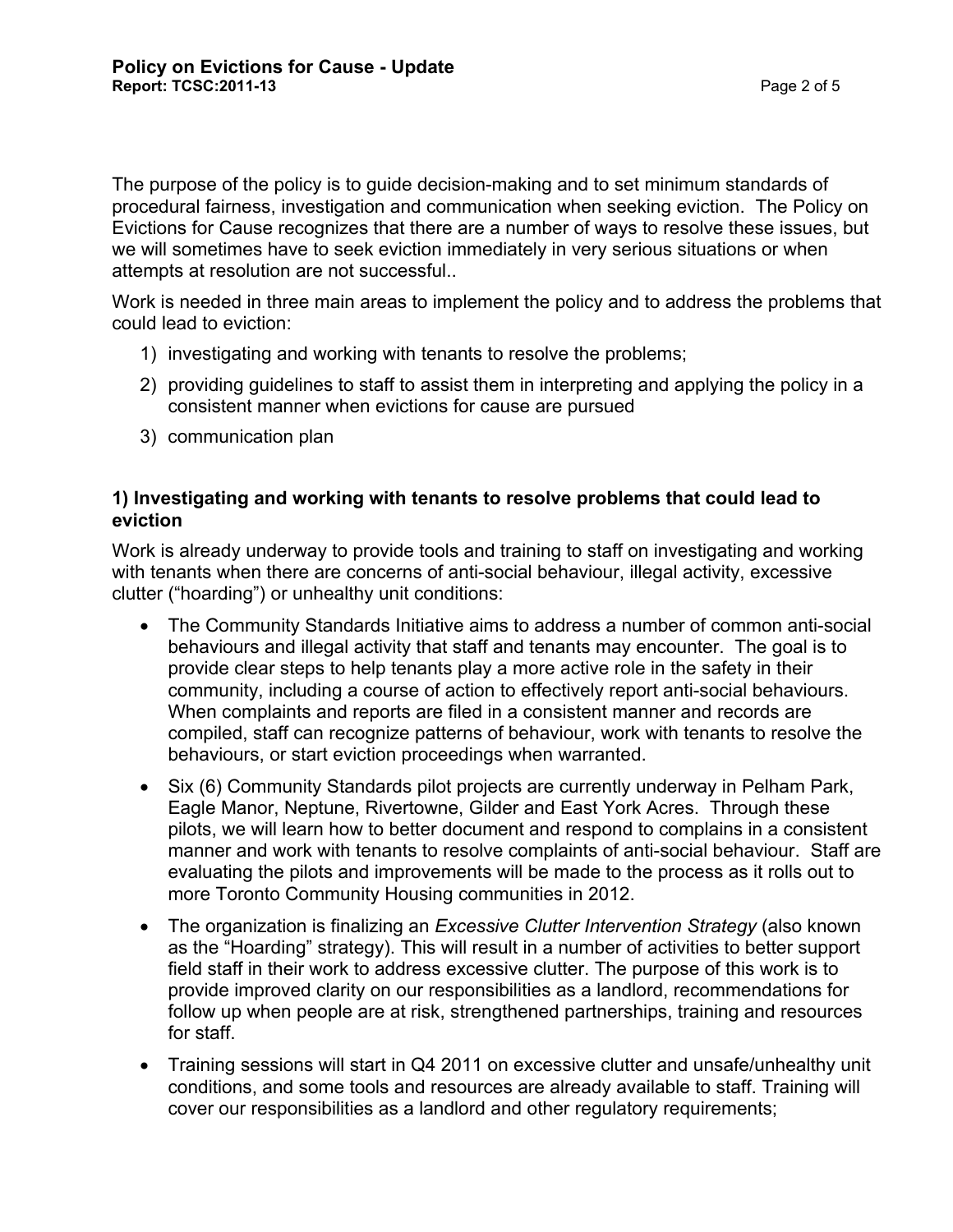The purpose of the policy is to guide decision-making and to set minimum standards of procedural fairness, investigation and communication when seeking eviction. The Policy on Evictions for Cause recognizes that there are a number of ways to resolve these issues, but we will sometimes have to seek eviction immediately in very serious situations or when attempts at resolution are not successful..

Work is needed in three main areas to implement the policy and to address the problems that could lead to eviction:

1) investigating and working with tenants to resolve the problems;
2) providing guidelines to staff to assist them in interpreting and applying the policy in a consistent manner when evictions for cause are pursued
3) communication plan

### 1) Investigating and working with tenants to resolve problems that could lead to eviction

Work is already underway to provide tools and training to staff on investigating and working with tenants when there are concerns of anti-social behaviour, illegal activity, excessive clutter ("hoarding") or unhealthy unit conditions:

- The Community Standards Initiative aims to address a number of common anti-social behaviours and illegal activity that staff and tenants may encounter. The goal is to provide clear steps to help tenants play a more active role in the safety in their community, including a course of action to effectively report anti-social behaviours. When complaints and reports are filed in a consistent manner and records are compiled, staff can recognize patterns of behaviour, work with tenants to resolve the behaviours, or start eviction proceedings when warranted.
- Six (6) Community Standards pilot projects are currently underway in Pelham Park, Eagle Manor, Neptune, Rivertowne, Gilder and East York Acres. Through these pilots, we will learn how to better document and respond to complains in a consistent manner and work with tenants to resolve complaints of anti-social behaviour. Staff are evaluating the pilots and improvements will be made to the process as it rolls out to more Toronto Community Housing communities in 2012.
- The organization is finalizing an *Excessive Clutter Intervention Strategy* (also known as the "Hoarding" strategy). This will result in a number of activities to better support field staff in their work to address excessive clutter. The purpose of this work is to provide improved clarity on our responsibilities as a landlord, recommendations for follow up when people are at risk, strengthened partnerships, training and resources for staff.
- Training sessions will start in Q4 2011 on excessive clutter and unsafe/unhealthy unit conditions, and some tools and resources are already available to staff. Training will cover our responsibilities as a landlord and other regulatory requirements;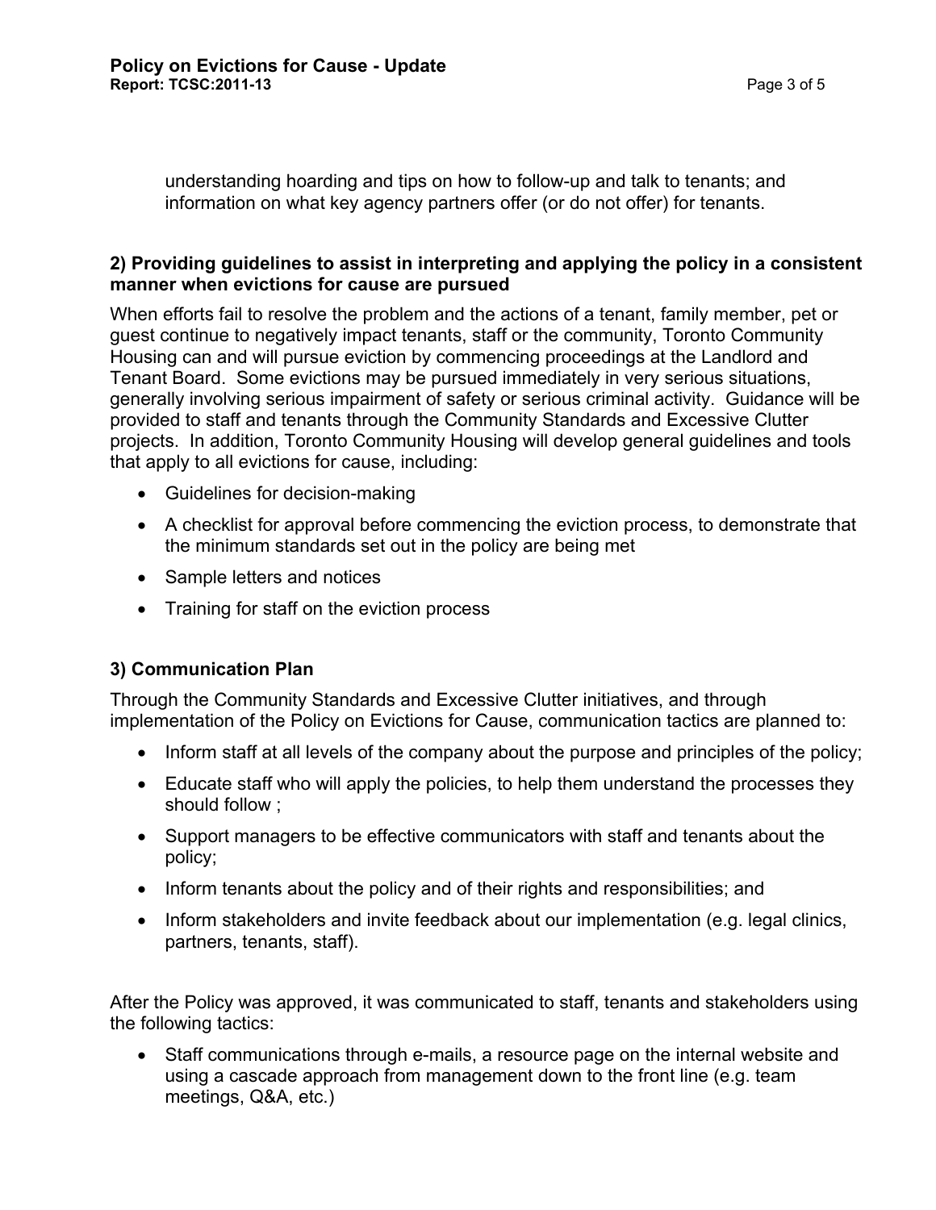understanding hoarding and tips on how to follow-up and talk to tenants; and information on what key agency partners offer (or do not offer) for tenants.

### 2) Providing guidelines to assist in interpreting and applying the policy in a consistent manner when evictions for cause are pursued

When efforts fail to resolve the problem and the actions of a tenant, family member, pet or guest continue to negatively impact tenants, staff or the community, Toronto Community Housing can and will pursue eviction by commencing proceedings at the Landlord and Tenant Board. Some evictions may be pursued immediately in very serious situations, generally involving serious impairment of safety or serious criminal activity. Guidance will be provided to staff and tenants through the Community Standards and Excessive Clutter projects. In addition, Toronto Community Housing will develop general guidelines and tools that apply to all evictions for cause, including:

- Guidelines for decision-making
- A checklist for approval before commencing the eviction process, to demonstrate that the minimum standards set out in the policy are being met
- Sample letters and notices
- Training for staff on the eviction process

### 3) Communication Plan

Through the Community Standards and Excessive Clutter initiatives, and through implementation of the Policy on Evictions for Cause, communication tactics are planned to:

- Inform staff at all levels of the company about the purpose and principles of the policy;
- Educate staff who will apply the policies, to help them understand the processes they should follow ;
- Support managers to be effective communicators with staff and tenants about the policy;
- Inform tenants about the policy and of their rights and responsibilities; and
- Inform stakeholders and invite feedback about our implementation (e.g. legal clinics, partners, tenants, staff).

After the Policy was approved, it was communicated to staff, tenants and stakeholders using the following tactics:

- Staff communications through e-mails, a resource page on the internal website and using a cascade approach from management down to the front line (e.g. team meetings, Q&A, etc.)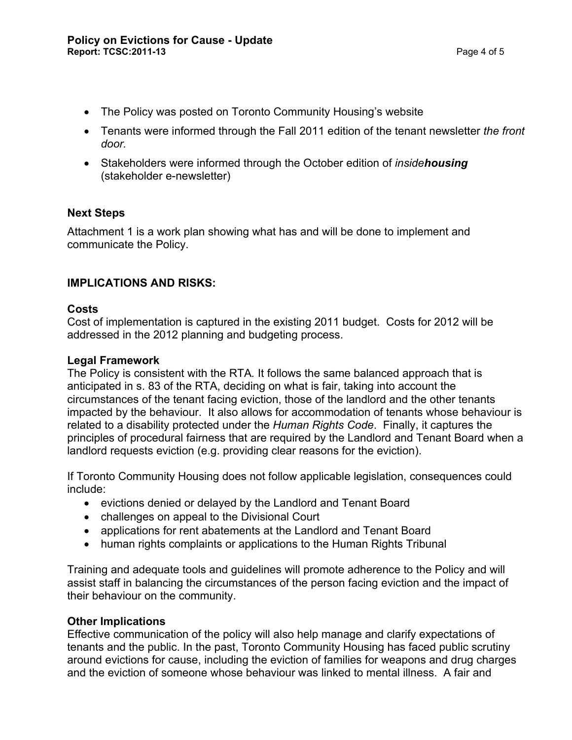- The Policy was posted on Toronto Community Housing's website
- Tenants were informed through the Fall 2011 edition of the tenant newsletter *the front door.*
- Stakeholders were informed through the October edition of *inside**housing*** (stakeholder e-newsletter)

**Next Steps**

Attachment 1 is a work plan showing what has and will be done to implement and communicate the Policy.

## IMPLICATIONS AND RISKS:

**Costs**

Cost of implementation is captured in the existing 2011 budget. Costs for 2012 will be addressed in the 2012 planning and budgeting process.

**Legal Framework**

The Policy is consistent with the RTA. It follows the same balanced approach that is anticipated in s. 83 of the RTA, deciding on what is fair, taking into account the circumstances of the tenant facing eviction, those of the landlord and the other tenants impacted by the behaviour. It also allows for accommodation of tenants whose behaviour is related to a disability protected under the *Human Rights Code*. Finally, it captures the principles of procedural fairness that are required by the Landlord and Tenant Board when a landlord requests eviction (e.g. providing clear reasons for the eviction).

If Toronto Community Housing does not follow applicable legislation, consequences could include:

- evictions denied or delayed by the Landlord and Tenant Board
- challenges on appeal to the Divisional Court
- applications for rent abatements at the Landlord and Tenant Board
- human rights complaints or applications to the Human Rights Tribunal

Training and adequate tools and guidelines will promote adherence to the Policy and will assist staff in balancing the circumstances of the person facing eviction and the impact of their behaviour on the community.

**Other Implications**

Effective communication of the policy will also help manage and clarify expectations of tenants and the public. In the past, Toronto Community Housing has faced public scrutiny around evictions for cause, including the eviction of families for weapons and drug charges and the eviction of someone whose behaviour was linked to mental illness. A fair and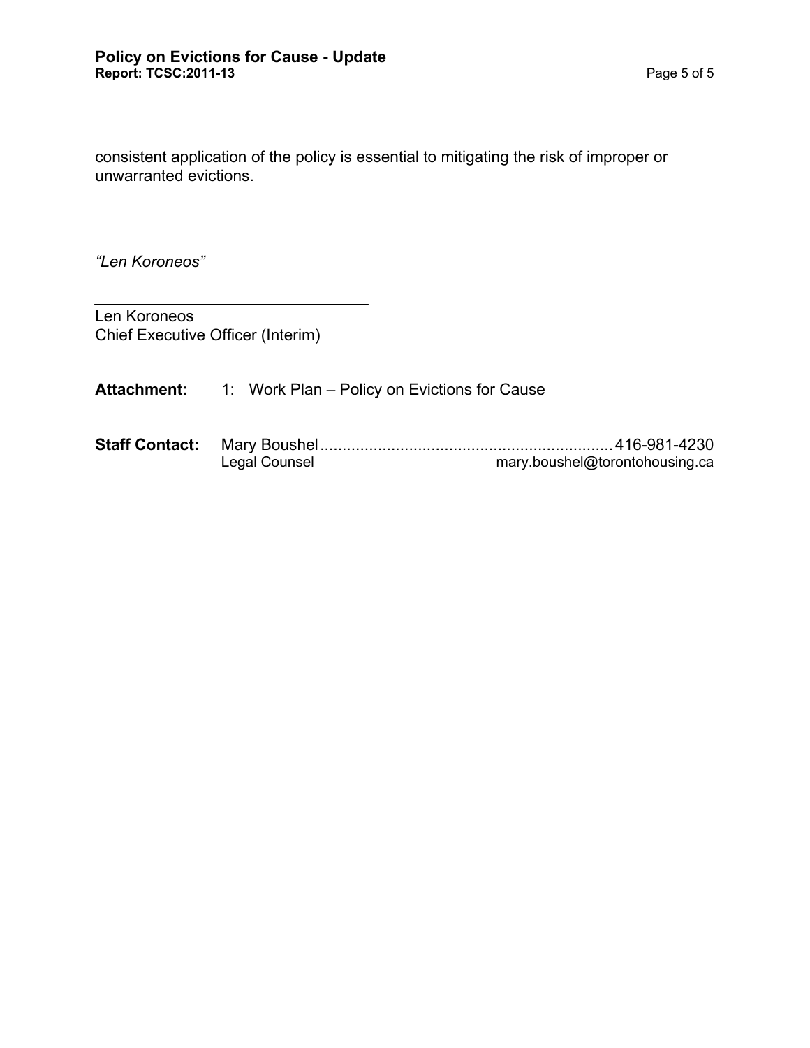consistent application of the policy is essential to mitigating the risk of improper or unwarranted evictions.

*"Len Koroneos"*

Len Koroneos
Chief Executive Officer (Interim)

**Attachment:** 1: Work Plan – Policy on Evictions for Cause

**Staff Contact:** Mary Boushel ................................................................. 416-981-4230
Legal Counsel mary.boushel@torontohousing.ca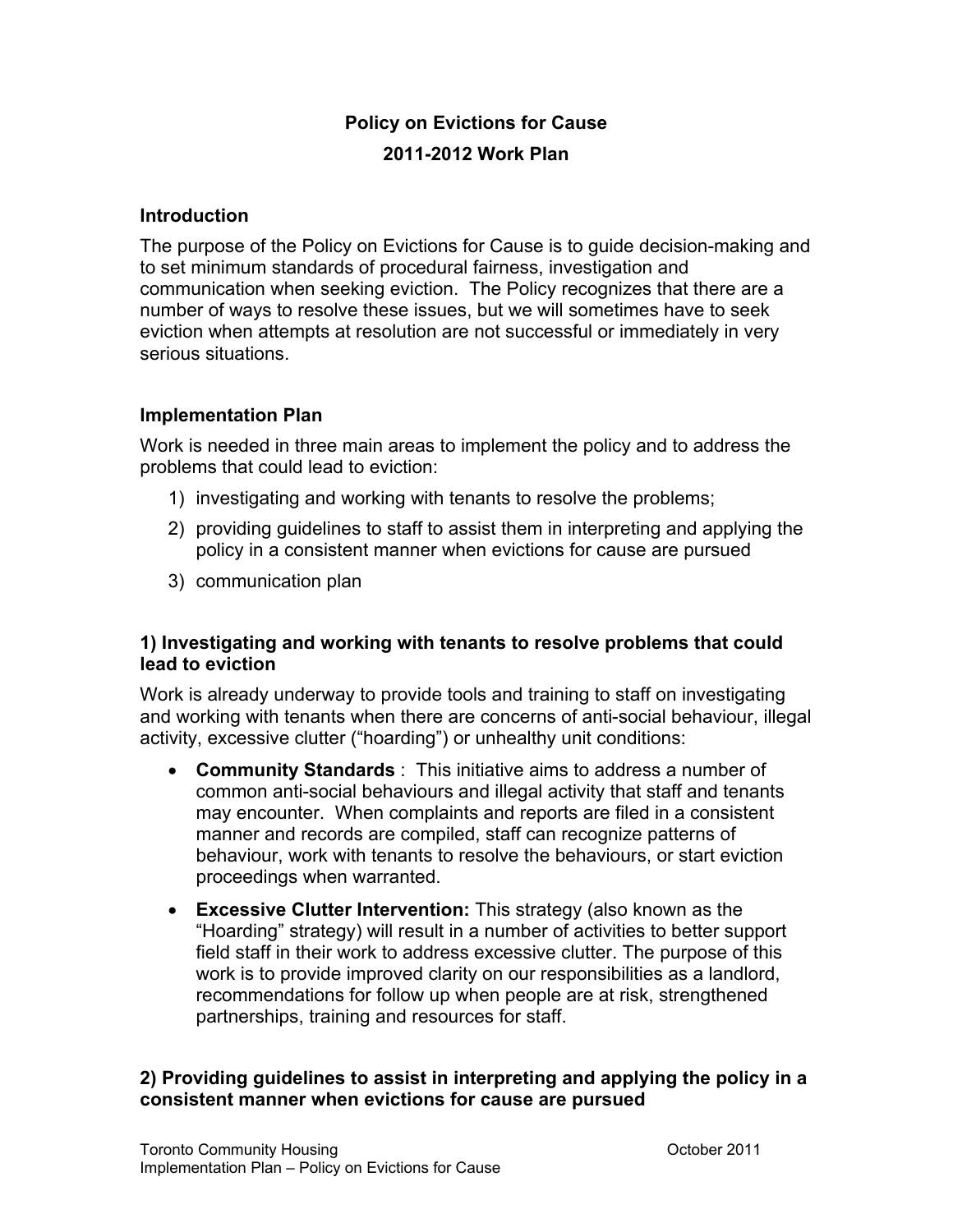**Policy on Evictions for Cause**

**2011-2012 Work Plan**

## Introduction

The purpose of the Policy on Evictions for Cause is to guide decision-making and to set minimum standards of procedural fairness, investigation and communication when seeking eviction. The Policy recognizes that there are a number of ways to resolve these issues, but we will sometimes have to seek eviction when attempts at resolution are not successful or immediately in very serious situations.

## Implementation Plan

Work is needed in three main areas to implement the policy and to address the problems that could lead to eviction:

1) investigating and working with tenants to resolve the problems;
2) providing guidelines to staff to assist them in interpreting and applying the policy in a consistent manner when evictions for cause are pursued
3) communication plan

### 1) Investigating and working with tenants to resolve problems that could lead to eviction

Work is already underway to provide tools and training to staff on investigating and working with tenants when there are concerns of anti-social behaviour, illegal activity, excessive clutter ("hoarding") or unhealthy unit conditions:

- **Community Standards** : This initiative aims to address a number of common anti-social behaviours and illegal activity that staff and tenants may encounter. When complaints and reports are filed in a consistent manner and records are compiled, staff can recognize patterns of behaviour, work with tenants to resolve the behaviours, or start eviction proceedings when warranted.
- **Excessive Clutter Intervention:** This strategy (also known as the "Hoarding" strategy) will result in a number of activities to better support field staff in their work to address excessive clutter. The purpose of this work is to provide improved clarity on our responsibilities as a landlord, recommendations for follow up when people are at risk, strengthened partnerships, training and resources for staff.

### 2) Providing guidelines to assist in interpreting and applying the policy in a consistent manner when evictions for cause are pursued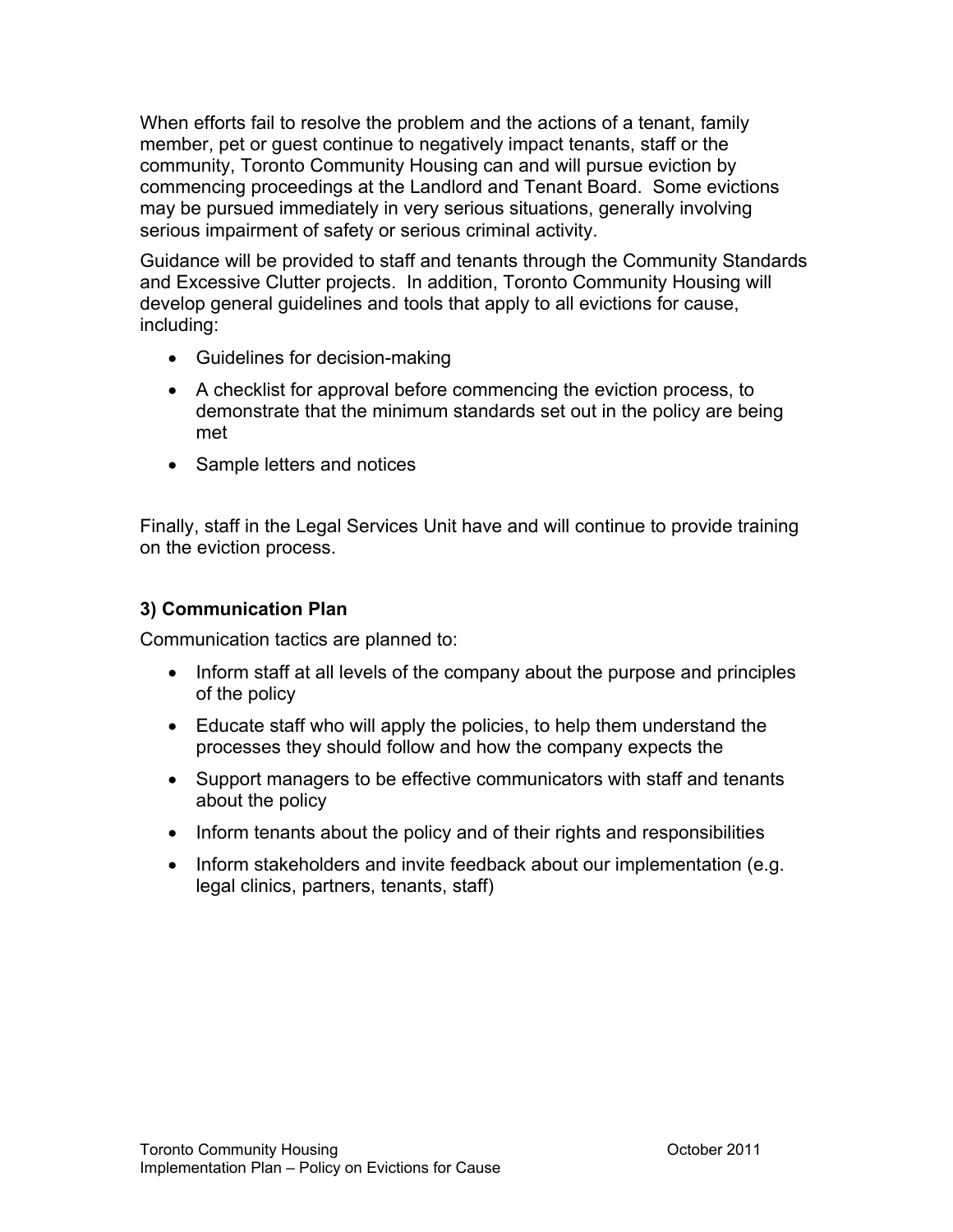When efforts fail to resolve the problem and the actions of a tenant, family member, pet or guest continue to negatively impact tenants, staff or the community, Toronto Community Housing can and will pursue eviction by commencing proceedings at the Landlord and Tenant Board. Some evictions may be pursued immediately in very serious situations, generally involving serious impairment of safety or serious criminal activity.

Guidance will be provided to staff and tenants through the Community Standards and Excessive Clutter projects. In addition, Toronto Community Housing will develop general guidelines and tools that apply to all evictions for cause, including:

- Guidelines for decision-making
- A checklist for approval before commencing the eviction process, to demonstrate that the minimum standards set out in the policy are being met
- Sample letters and notices

Finally, staff in the Legal Services Unit have and will continue to provide training on the eviction process.

### 3) Communication Plan

Communication tactics are planned to:

- Inform staff at all levels of the company about the purpose and principles of the policy
- Educate staff who will apply the policies, to help them understand the processes they should follow and how the company expects the
- Support managers to be effective communicators with staff and tenants about the policy
- Inform tenants about the policy and of their rights and responsibilities
- Inform stakeholders and invite feedback about our implementation (e.g. legal clinics, partners, tenants, staff)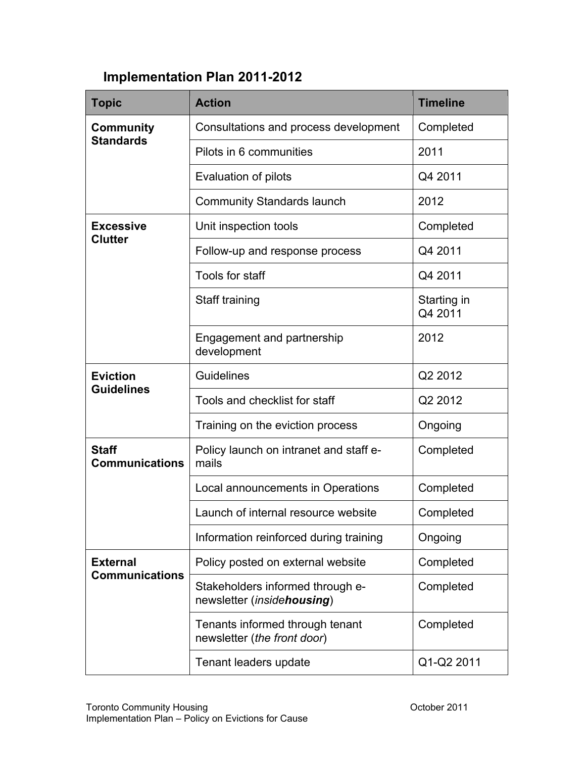## Implementation Plan 2011-2012

| Topic | Action | Timeline |
|---|---|---|
| **Community Standards** | Consultations and process development | Completed |
| | Pilots in 6 communities | 2011 |
| | Evaluation of pilots | Q4 2011 |
| | Community Standards launch | 2012 |
| **Excessive Clutter** | Unit inspection tools | Completed |
| | Follow-up and response process | Q4 2011 |
| | Tools for staff | Q4 2011 |
| | Staff training | Starting in Q4 2011 |
| | Engagement and partnership development | 2012 |
| **Eviction Guidelines** | Guidelines | Q2 2012 |
| | Tools and checklist for staff | Q2 2012 |
| | Training on the eviction process | Ongoing |
| **Staff Communications** | Policy launch on intranet and staff e-mails | Completed |
| | Local announcements in Operations | Completed |
| | Launch of internal resource website | Completed |
| | Information reinforced during training | Ongoing |
| **External Communications** | Policy posted on external website | Completed |
| | Stakeholders informed through e-newsletter (*inside**housing***) | Completed |
| | Tenants informed through tenant newsletter (*the front door*) | Completed |
| | Tenant leaders update | Q1-Q2 2011 |